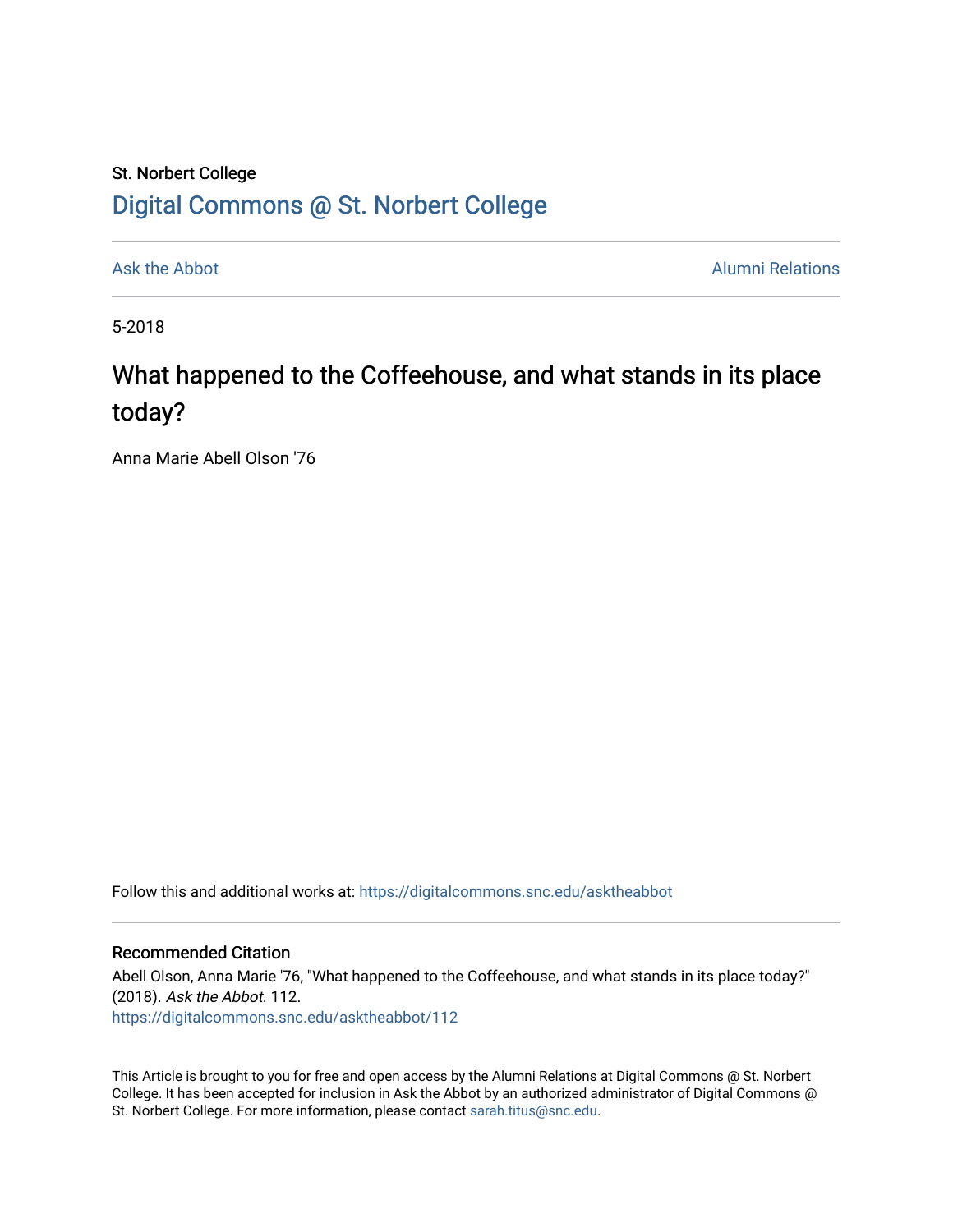St. Norbert College

## Digital Commons @ St. Norbert College

Ask the Abbot | Alumni Relations

5-2018

# What happened to the Coffeehouse, and what stands in its place today?

Anna Marie Abell Olson '76

Follow this and additional works at: https://digitalcommons.snc.edu/asktheabbot

### Recommended Citation

Abell Olson, Anna Marie '76, "What happened to the Coffeehouse, and what stands in its place today?" (2018). *Ask the Abbot*. 112.
https://digitalcommons.snc.edu/asktheabbot/112

This Article is brought to you for free and open access by the Alumni Relations at Digital Commons @ St. Norbert College. It has been accepted for inclusion in Ask the Abbot by an authorized administrator of Digital Commons @ St. Norbert College. For more information, please contact sarah.titus@snc.edu.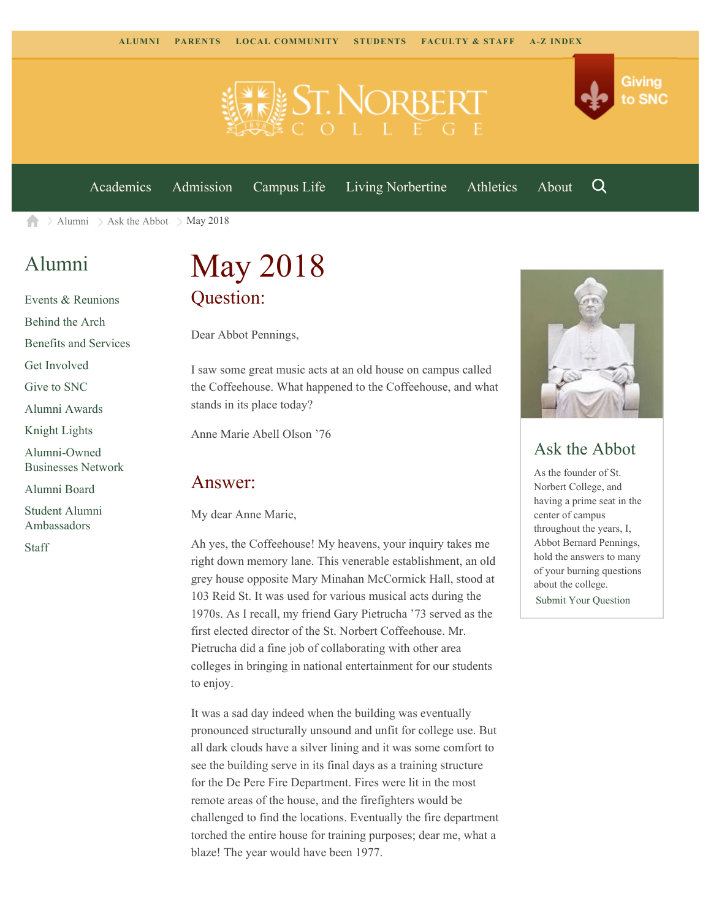ALUMNI PARENTS LOCAL COMMUNITY STUDENTS FACULTY & STAFF A-Z INDEX

Giving to SNC

Academics Admission Campus Life Living Norbertine Athletics About

Alumni > Ask the Abbot > May 2018

## Alumni

- Events & Reunions
- Behind the Arch
- Benefits and Services
- Get Involved
- Give to SNC
- Alumni Awards
- Knight Lights
- Alumni-Owned Businesses Network
- Alumni Board
- Student Alumni Ambassadors
- Staff

# May 2018

## Question:

Dear Abbot Pennings,

I saw some great music acts at an old house on campus called the Coffeehouse. What happened to the Coffeehouse, and what stands in its place today?

Anne Marie Abell Olson '76

## Answer:

My dear Anne Marie,

Ah yes, the Coffeehouse! My heavens, your inquiry takes me right down memory lane. This venerable establishment, an old grey house opposite Mary Minahan McCormick Hall, stood at 103 Reid St. It was used for various musical acts during the 1970s. As I recall, my friend Gary Pietrucha '73 served as the first elected director of the St. Norbert Coffeehouse. Mr. Pietrucha did a fine job of collaborating with other area colleges in bringing in national entertainment for our students to enjoy.

It was a sad day indeed when the building was eventually pronounced structurally unsound and unfit for college use. But all dark clouds have a silver lining and it was some comfort to see the building serve in its final days as a training structure for the De Pere Fire Department. Fires were lit in the most remote areas of the house, and the firefighters would be challenged to find the locations. Eventually the fire department torched the entire house for training purposes; dear me, what a blaze! The year would have been 1977.

## Ask the Abbot

As the founder of St. Norbert College, and having a prime seat in the center of campus throughout the years, I, Abbot Bernard Pennings, hold the answers to many of your burning questions about the college.

Submit Your Question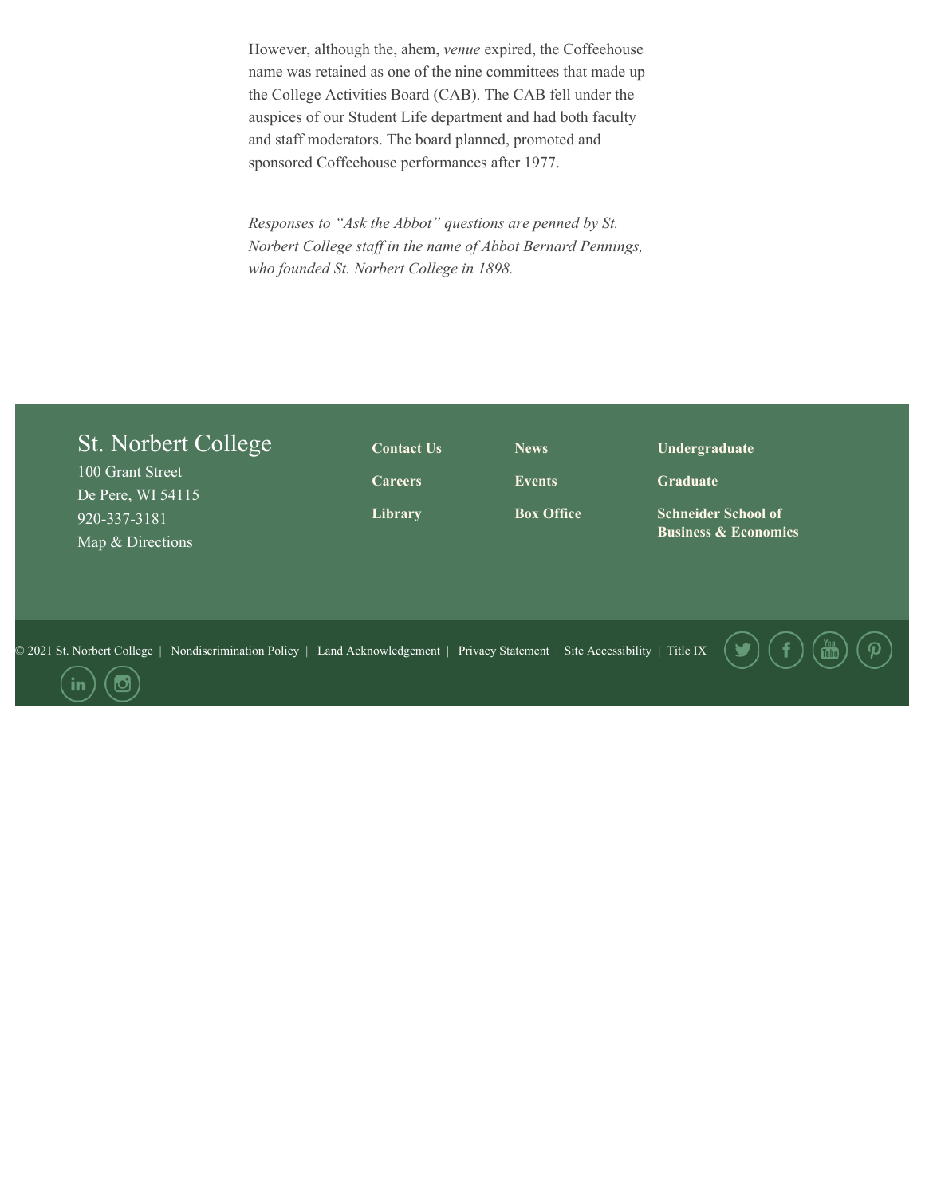However, although the, ahem, *venue* expired, the Coffeehouse name was retained as one of the nine committees that made up the College Activities Board (CAB). The CAB fell under the auspices of our Student Life department and had both faculty and staff moderators. The board planned, promoted and sponsored Coffeehouse performances after 1977.

*Responses to "Ask the Abbot" questions are penned by St. Norbert College staff in the name of Abbot Bernard Pennings, who founded St. Norbert College in 1898.*

St. Norbert College
100 Grant Street
De Pere, WI 54115
920-337-3181
Map & Directions

**Contact Us**
**Careers**
**Library**

**News**
**Events**
**Box Office**

**Undergraduate**
**Graduate**
**Schneider School of Business & Economics**

© 2021 St. Norbert College | Nondiscrimination Policy | Land Acknowledgement | Privacy Statement | Site Accessibility | Title IX